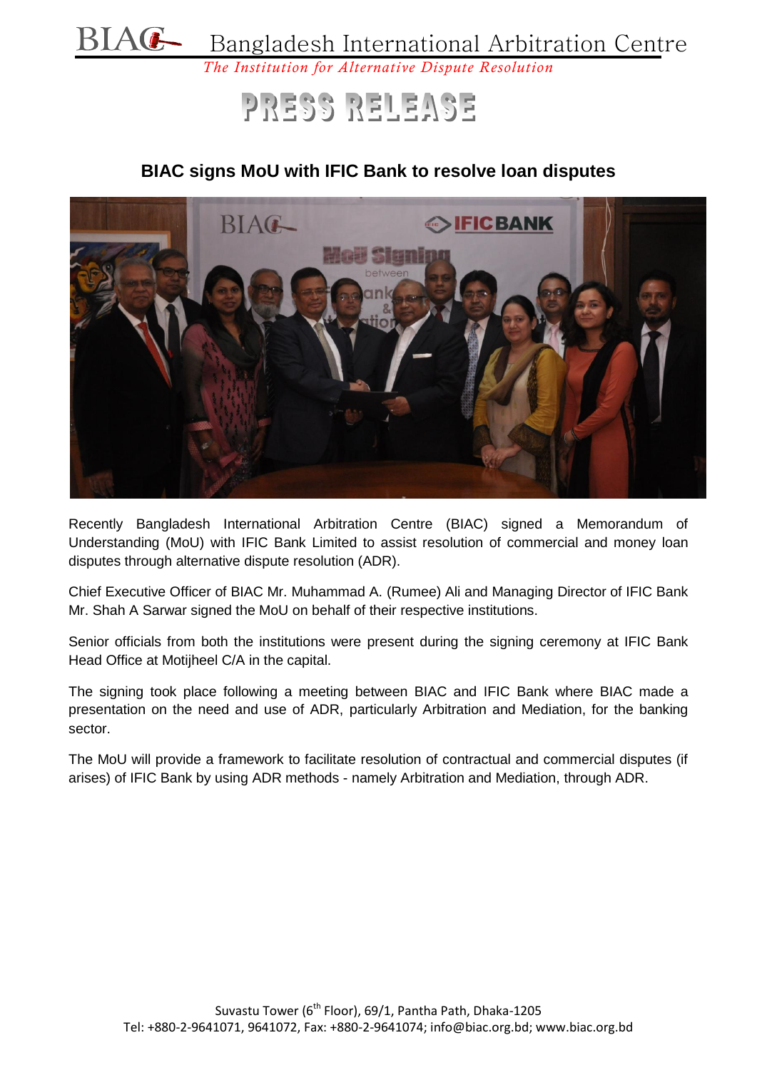BIAC Bangladesh International Arbitration Centre

*The Institution for Alternative Dispute Resolution*

# PRESS RELEASE

## BIAC signs MoU with IFIC Bank to resolve loan disputes

Recently Bangladesh International Arbitration Centre (BIAC) signed a Memorandum of Understanding (MoU) with IFIC Bank Limited to assist resolution of commercial and money loan disputes through alternative dispute resolution (ADR).

Chief Executive Officer of BIAC Mr. Muhammad A. (Rumee) Ali and Managing Director of IFIC Bank Mr. Shah A Sarwar signed the MoU on behalf of their respective institutions.

Senior officials from both the institutions were present during the signing ceremony at IFIC Bank Head Office at Motijheel C/A in the capital.

The signing took place following a meeting between BIAC and IFIC Bank where BIAC made a presentation on the need and use of ADR, particularly Arbitration and Mediation, for the banking sector.

The MoU will provide a framework to facilitate resolution of contractual and commercial disputes (if arises) of IFIC Bank by using ADR methods - namely Arbitration and Mediation, through ADR.

Suvastu Tower (6th Floor), 69/1, Pantha Path, Dhaka-1205
Tel: +880-2-9641071, 9641072, Fax: +880-2-9641074; info@biac.org.bd; www.biac.org.bd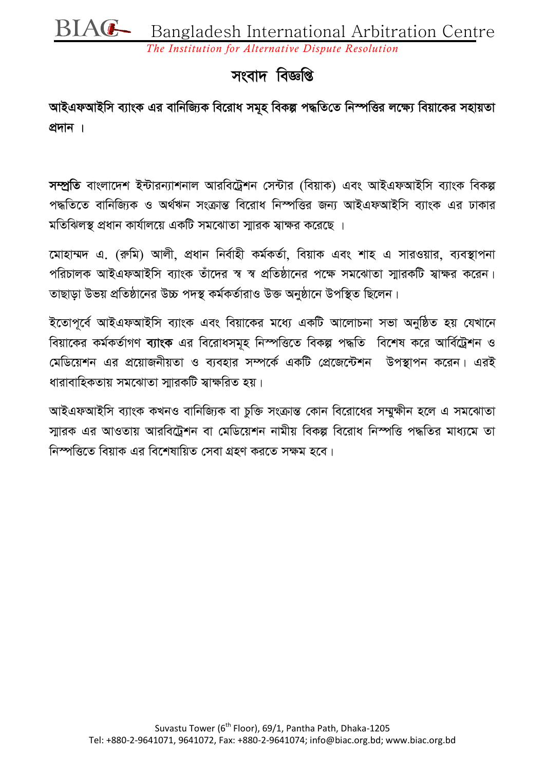BIAC Bangladesh International Arbitration Centre

*The Institution for Alternative Dispute Resolution*

# সংবাদ বিজ্ঞপ্তি

## আইএফআইসি ব্যাংক এর বানিজ্যিক বিরোধ সমূহ বিকল্প পদ্ধতিতে নিস্পত্তির লক্ষ্যে বিয়াকের সহায়তা প্রদান ।

**সম্প্রতি** বাংলাদেশ ইন্টারন্যাশনাল আরবিট্রেশন সেন্টার (বিয়াক) এবং আইএফআইসি ব্যাংক বিকল্প পদ্ধতিতে বানিজ্যিক ও অর্থঋন সংক্রান্ত বিরোধ নিস্পত্তির জন্য আইএফআইসি ব্যাংক এর ঢাকার মতিঝিলস্থ প্রধান কার্যালয়ে একটি সমঝোতা স্মারক স্বাক্ষর করেছে ।

মোহাম্মদ এ. (রুমি) আলী, প্রধান নির্বাহী কর্মকর্তা, বিয়াক এবং শাহ এ সারওয়ার, ব্যবস্থাপনা পরিচালক আইএফআইসি ব্যাংক তাঁদের স্ব স্ব প্রতিষ্ঠানের পক্ষে সমঝোতা স্মারকটি স্বাক্ষর করেন। তাছাড়া উভয় প্রতিষ্ঠানের উচ্চ পদস্থ কর্মকর্তারাও উক্ত অনুষ্ঠানে উপস্থিত ছিলেন।

ইতোপূর্বে আইএফআইসি ব্যাংক এবং বিয়াকের মধ্যে একটি আলোচনা সভা অনুষ্ঠিত হয় যেখানে বিয়াকের কর্মকর্তাগণ **ব্যাংক** এর বিরোধসমূহ নিস্পত্তিতে বিকল্প পদ্ধতি বিশেষ করে আর্বিট্রেশন ও মেডিয়েশন এর প্রয়োজনীয়তা ও ব্যবহার সম্পর্কে একটি প্রেজেন্টেশন উপস্থাপন করেন। এরই ধারাবাহিকতায় সমঝোতা স্মারকটি স্বাক্ষরিত হয়।

আইএফআইসি ব্যাংক কখনও বানিজ্যিক বা চুক্তি সংক্রান্ত কোন বিরোধের সম্মুক্ষীন হলে এ সমঝোতা স্মারক এর আওতায় আরবিট্রেশন বা মেডিয়েশন নামীয় বিকল্প বিরোধ নিস্পত্তি পদ্ধতির মাধ্যমে তা নিস্পত্তিতে বিয়াক এর বিশেষায়িত সেবা গ্রহণ করতে সক্ষম হবে।

Suvastu Tower (6th Floor), 69/1, Pantha Path, Dhaka-1205
Tel: +880-2-9641071, 9641072, Fax: +880-2-9641074; info@biac.org.bd; www.biac.org.bd